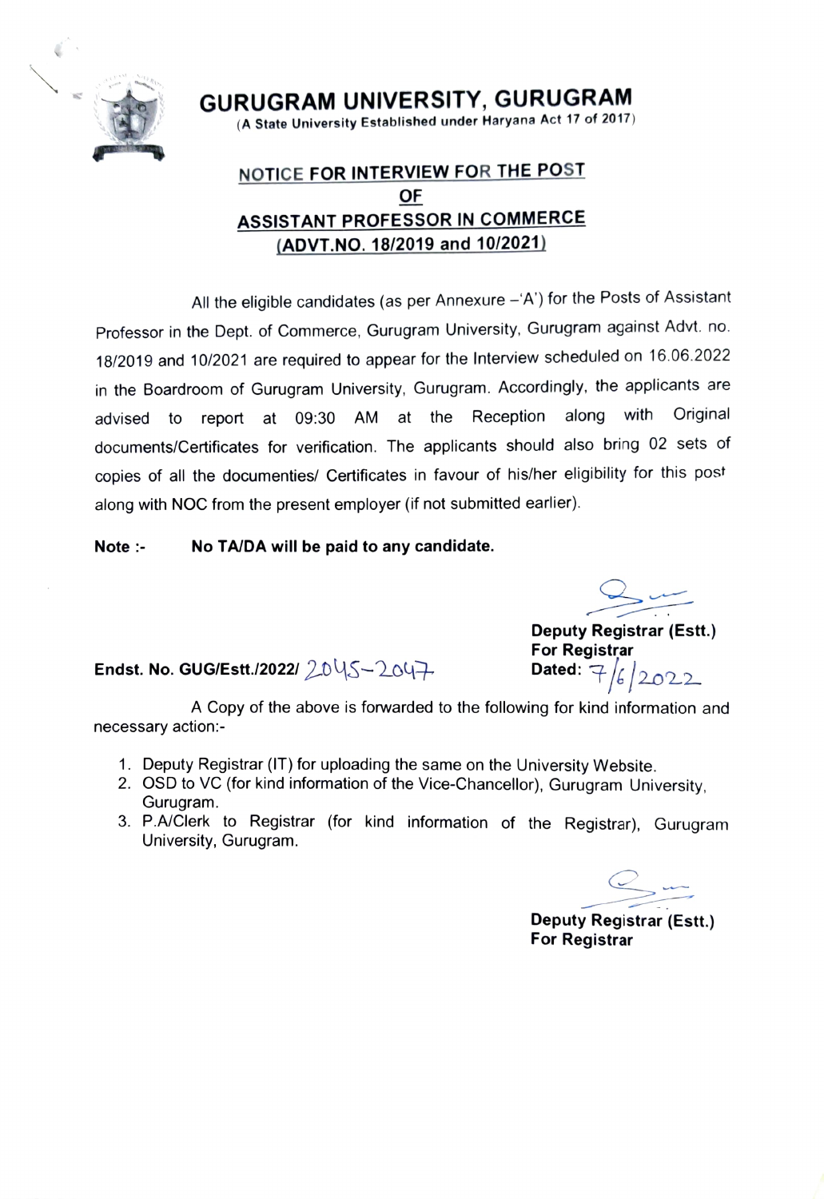# GURUGRAM UNIVERSITY, GURUGRAM

(A State University Established under Haryana Act 17 of 2017)

## NOTICE FOR INTERVIEW FOR THE POST OF ASSISTANT PROFESSOR IN COMMERCE (ADVT.NO. 18/2019 and 10/2021)

All the eligible candidates (as per Annexure –'A') for the Posts of Assistant Professor in the Dept. of Commerce, Gurugram University, Gurugram against Advt. no. 18/2019 and 10/2021 are required to appear for the Interview scheduled on 16.06.2022 in the Boardroom of Gurugram University, Gurugram. Accordingly, the applicants are advised to report at 09:30 AM at the Reception along with Original documents/Certificates for verification. The applicants should also bring 02 sets of copies of all the documenties/ Certificates in favour of his/her eligibility for this post along with NOC from the present employer (if not submitted earlier).

**Note :-** **No TA/DA will be paid to any candidate.**

**Deputy Registrar (Estt.)**
**For Registrar**

**Endst. No. GUG/Estt./2022/** 2045-2047 **Dated:** 7/6/2022

A Copy of the above is forwarded to the following for kind information and necessary action:-

1. Deputy Registrar (IT) for uploading the same on the University Website.
2. OSD to VC (for kind information of the Vice-Chancellor), Gurugram University, Gurugram.
3. P.A/Clerk to Registrar (for kind information of the Registrar), Gurugram University, Gurugram.

**Deputy Registrar (Estt.)**
**For Registrar**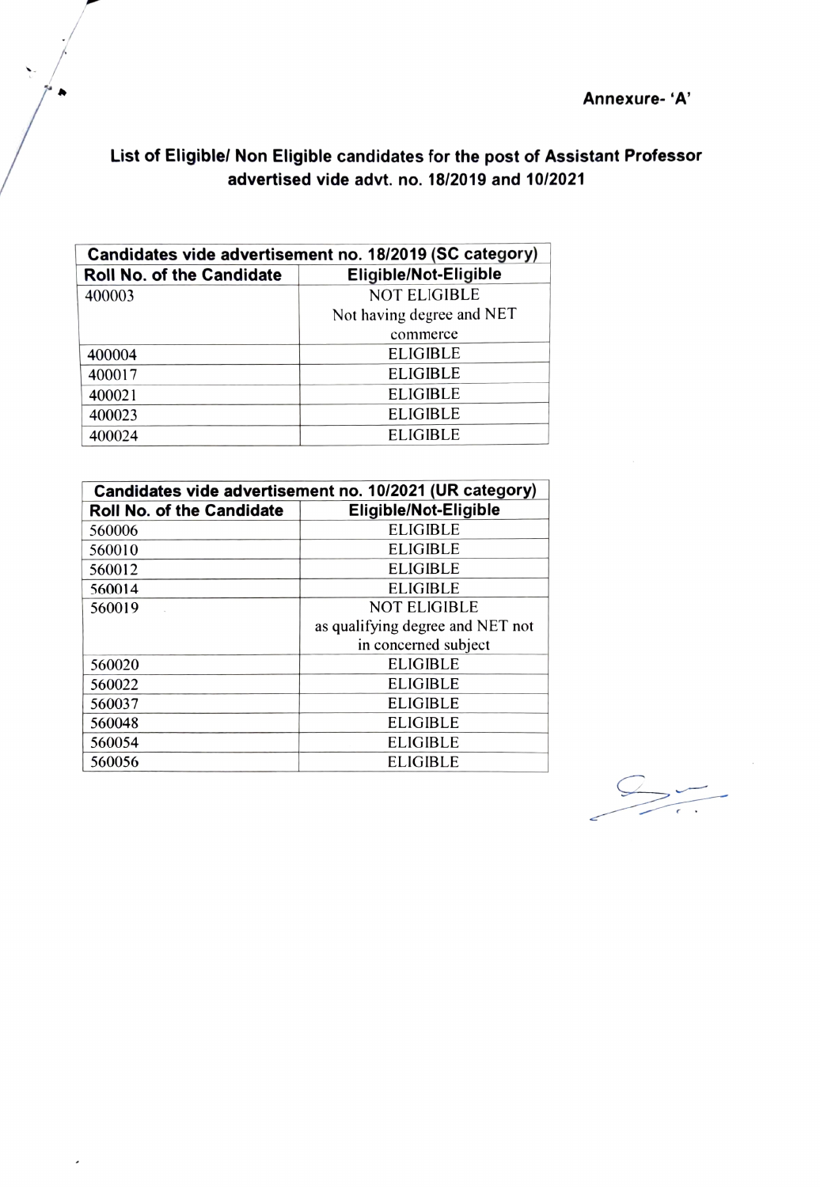**Annexure- 'A'**

## List of Eligible/ Non Eligible candidates for the post of Assistant Professor advertised vide advt. no. 18/2019 and 10/2021

| Candidates vide advertisement no. 18/2019 (SC category) | |
|---|---|
| **Roll No. of the Candidate** | **Eligible/Not-Eligible** |
| 400003 | NOT ELIGIBLE Not having degree and NET commerce |
| 400004 | ELIGIBLE |
| 400017 | ELIGIBLE |
| 400021 | ELIGIBLE |
| 400023 | ELIGIBLE |
| 400024 | ELIGIBLE |

| Candidates vide advertisement no. 10/2021 (UR category) | |
|---|---|
| **Roll No. of the Candidate** | **Eligible/Not-Eligible** |
| 560006 | ELIGIBLE |
| 560010 | ELIGIBLE |
| 560012 | ELIGIBLE |
| 560014 | ELIGIBLE |
| 560019 | NOT ELIGIBLE as qualifying degree and NET not in concerned subject |
| 560020 | ELIGIBLE |
| 560022 | ELIGIBLE |
| 560037 | ELIGIBLE |
| 560048 | ELIGIBLE |
| 560054 | ELIGIBLE |
| 560056 | ELIGIBLE |